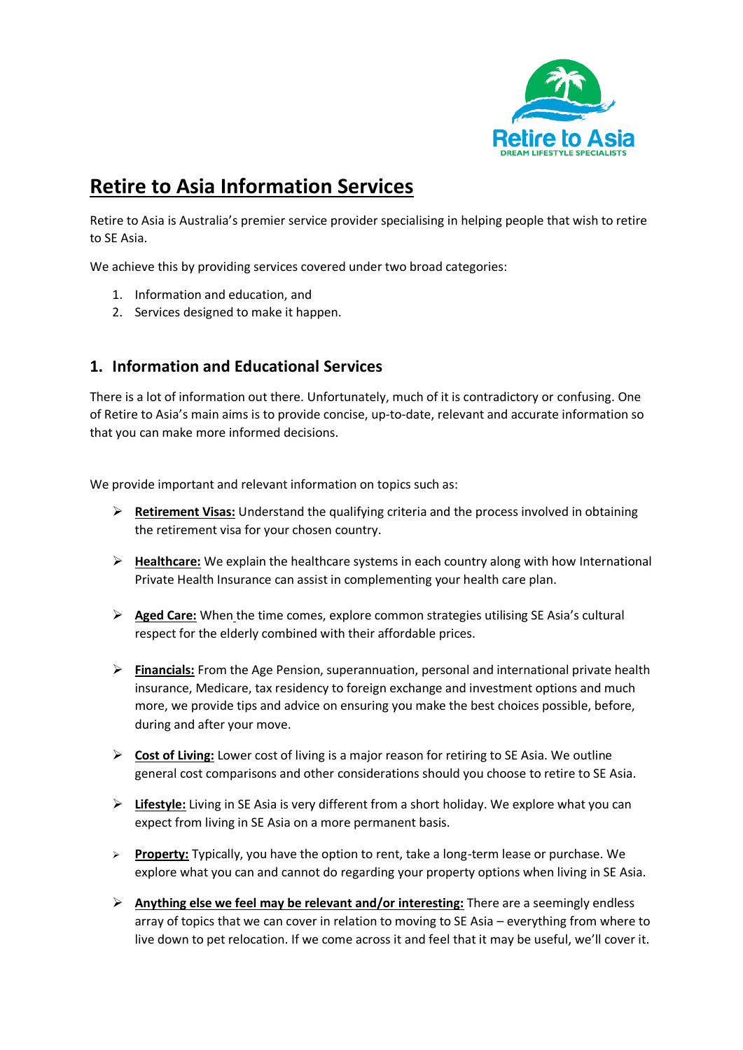# Retire to Asia Information Services

Retire to Asia is Australia's premier service provider specialising in helping people that wish to retire to SE Asia.

We achieve this by providing services covered under two broad categories:

1. Information and education, and
2. Services designed to make it happen.

## 1. Information and Educational Services

There is a lot of information out there. Unfortunately, much of it is contradictory or confusing. One of Retire to Asia's main aims is to provide concise, up-to-date, relevant and accurate information so that you can make more informed decisions.

We provide important and relevant information on topics such as:

- **Retirement Visas:** Understand the qualifying criteria and the process involved in obtaining the retirement visa for your chosen country.
- **Healthcare:** We explain the healthcare systems in each country along with how International Private Health Insurance can assist in complementing your health care plan.
- **Aged Care:** When the time comes, explore common strategies utilising SE Asia's cultural respect for the elderly combined with their affordable prices.
- **Financials:** From the Age Pension, superannuation, personal and international private health insurance, Medicare, tax residency to foreign exchange and investment options and much more, we provide tips and advice on ensuring you make the best choices possible, before, during and after your move.
- **Cost of Living:** Lower cost of living is a major reason for retiring to SE Asia. We outline general cost comparisons and other considerations should you choose to retire to SE Asia.
- **Lifestyle:** Living in SE Asia is very different from a short holiday. We explore what you can expect from living in SE Asia on a more permanent basis.
- **Property:** Typically, you have the option to rent, take a long-term lease or purchase. We explore what you can and cannot do regarding your property options when living in SE Asia.
- **Anything else we feel may be relevant and/or interesting:** There are a seemingly endless array of topics that we can cover in relation to moving to SE Asia – everything from where to live down to pet relocation. If we come across it and feel that it may be useful, we'll cover it.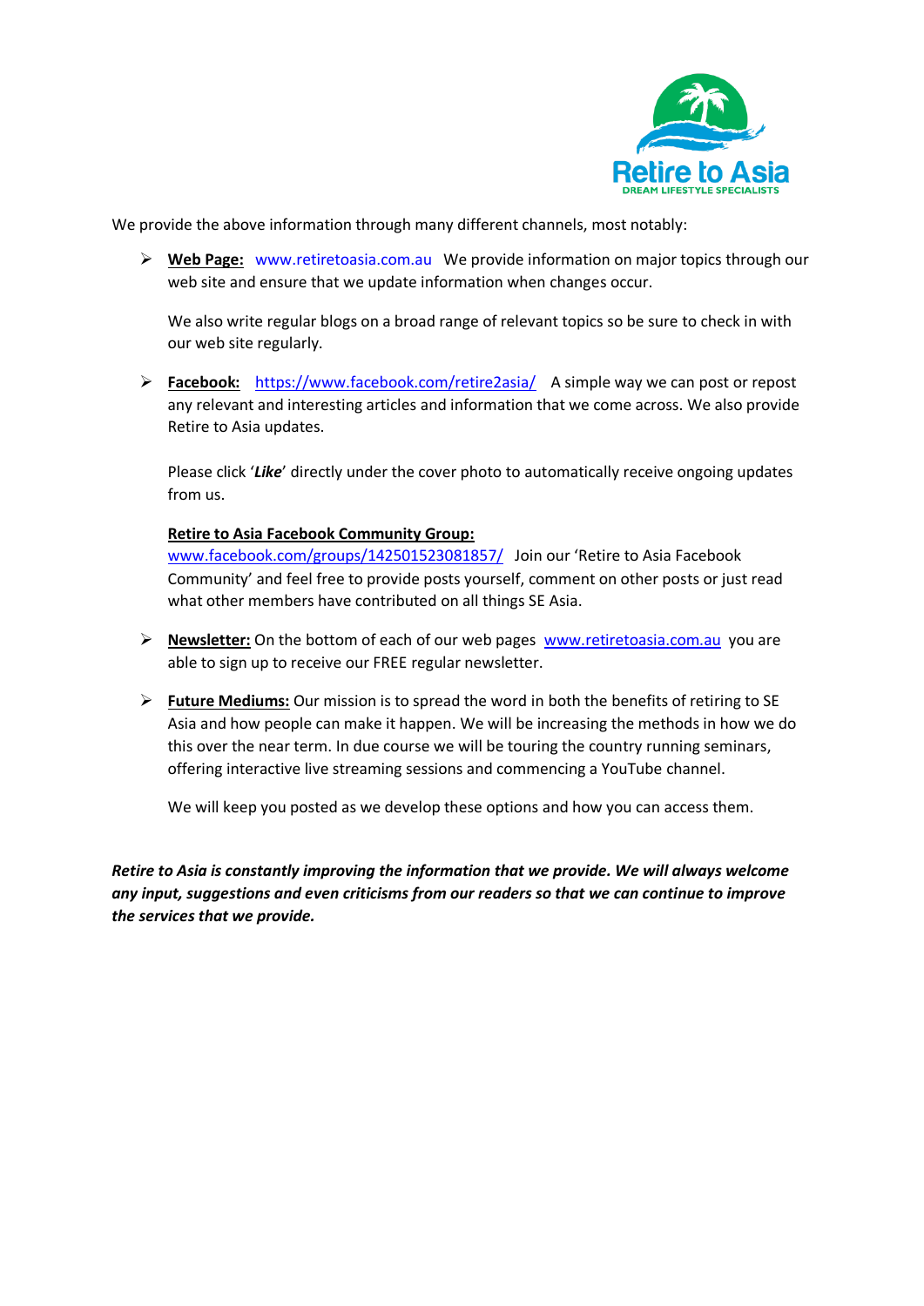We provide the above information through many different channels, most notably:

- **Web Page:** www.retiretoasia.com.au We provide information on major topics through our web site and ensure that we update information when changes occur.

  We also write regular blogs on a broad range of relevant topics so be sure to check in with our web site regularly.

- **Facebook:** https://www.facebook.com/retire2asia/ A simple way we can post or repost any relevant and interesting articles and information that we come across. We also provide Retire to Asia updates.

  Please click '***Like***' directly under the cover photo to automatically receive ongoing updates from us.

  **Retire to Asia Facebook Community Group:**
  www.facebook.com/groups/142501523081857/ Join our 'Retire to Asia Facebook Community' and feel free to provide posts yourself, comment on other posts or just read what other members have contributed on all things SE Asia.

- **Newsletter:** On the bottom of each of our web pages www.retiretoasia.com.au you are able to sign up to receive our FREE regular newsletter.

- **Future Mediums:** Our mission is to spread the word in both the benefits of retiring to SE Asia and how people can make it happen. We will be increasing the methods in how we do this over the near term. In due course we will be touring the country running seminars, offering interactive live streaming sessions and commencing a YouTube channel.

  We will keep you posted as we develop these options and how you can access them.

***Retire to Asia is constantly improving the information that we provide. We will always welcome any input, suggestions and even criticisms from our readers so that we can continue to improve the services that we provide.***